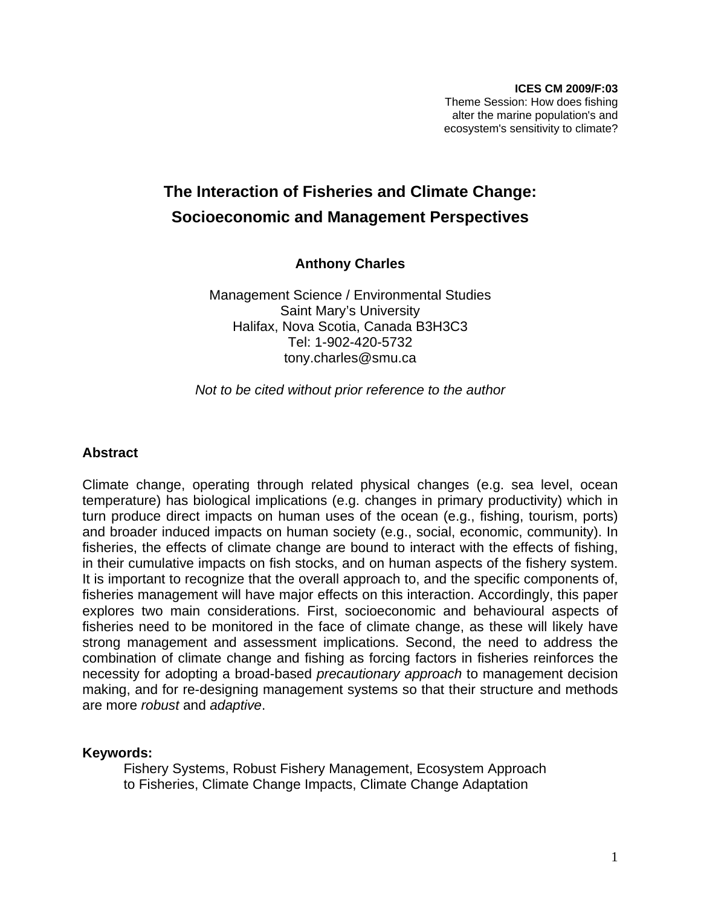**ICES CM 2009/F:03**
Theme Session: How does fishing alter the marine population's and ecosystem's sensitivity to climate?

# The Interaction of Fisheries and Climate Change: Socioeconomic and Management Perspectives

**Anthony Charles**

Management Science / Environmental Studies
Saint Mary's University
Halifax, Nova Scotia, Canada B3H3C3
Tel: 1-902-420-5732
tony.charles@smu.ca

*Not to be cited without prior reference to the author*

## Abstract

Climate change, operating through related physical changes (e.g. sea level, ocean temperature) has biological implications (e.g. changes in primary productivity) which in turn produce direct impacts on human uses of the ocean (e.g., fishing, tourism, ports) and broader induced impacts on human society (e.g., social, economic, community). In fisheries, the effects of climate change are bound to interact with the effects of fishing, in their cumulative impacts on fish stocks, and on human aspects of the fishery system. It is important to recognize that the overall approach to, and the specific components of, fisheries management will have major effects on this interaction. Accordingly, this paper explores two main considerations. First, socioeconomic and behavioural aspects of fisheries need to be monitored in the face of climate change, as these will likely have strong management and assessment implications. Second, the need to address the combination of climate change and fishing as forcing factors in fisheries reinforces the necessity for adopting a broad-based *precautionary approach* to management decision making, and for re-designing management systems so that their structure and methods are more *robust* and *adaptive*.

**Keywords:**

Fishery Systems, Robust Fishery Management, Ecosystem Approach to Fisheries, Climate Change Impacts, Climate Change Adaptation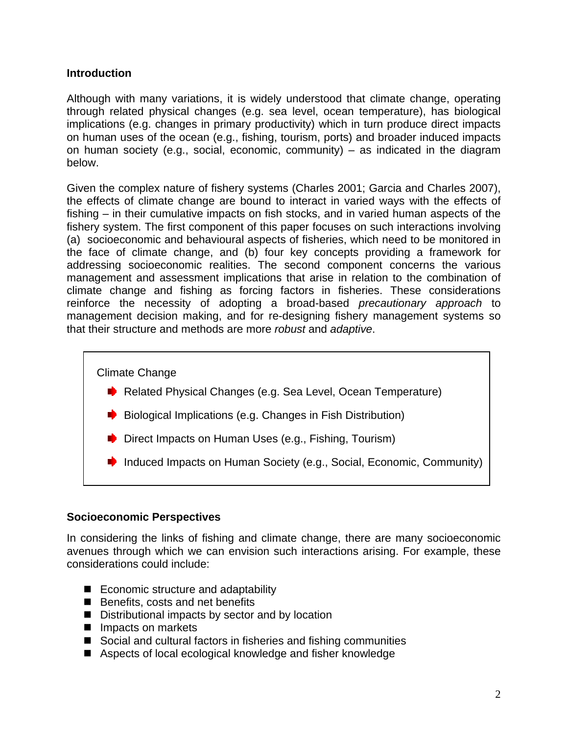## Introduction

Although with many variations, it is widely understood that climate change, operating through related physical changes (e.g. sea level, ocean temperature), has biological implications (e.g. changes in primary productivity) which in turn produce direct impacts on human uses of the ocean (e.g., fishing, tourism, ports) and broader induced impacts on human society (e.g., social, economic, community) – as indicated in the diagram below.

Given the complex nature of fishery systems (Charles 2001; Garcia and Charles 2007), the effects of climate change are bound to interact in varied ways with the effects of fishing – in their cumulative impacts on fish stocks, and in varied human aspects of the fishery system. The first component of this paper focuses on such interactions involving (a) socioeconomic and behavioural aspects of fisheries, which need to be monitored in the face of climate change, and (b) four key concepts providing a framework for addressing socioeconomic realities. The second component concerns the various management and assessment implications that arise in relation to the combination of climate change and fishing as forcing factors in fisheries. These considerations reinforce the necessity of adopting a broad-based *precautionary approach* to management decision making, and for re-designing fishery management systems so that their structure and methods are more *robust* and *adaptive*.

Climate Change

- ➧ Related Physical Changes (e.g. Sea Level, Ocean Temperature)
- ➧ Biological Implications (e.g. Changes in Fish Distribution)
- ➧ Direct Impacts on Human Uses (e.g., Fishing, Tourism)
- ➧ Induced Impacts on Human Society (e.g., Social, Economic, Community)

## Socioeconomic Perspectives

In considering the links of fishing and climate change, there are many socioeconomic avenues through which we can envision such interactions arising. For example, these considerations could include:

- Economic structure and adaptability
- Benefits, costs and net benefits
- Distributional impacts by sector and by location
- Impacts on markets
- Social and cultural factors in fisheries and fishing communities
- Aspects of local ecological knowledge and fisher knowledge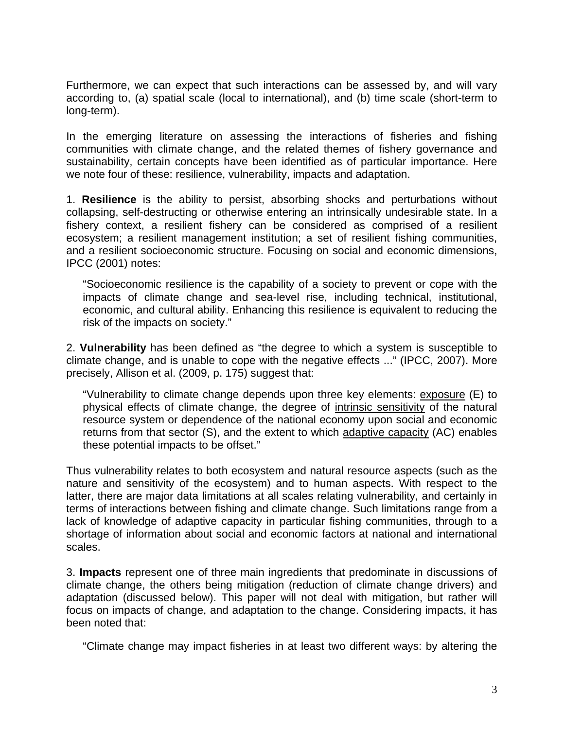Furthermore, we can expect that such interactions can be assessed by, and will vary according to, (a) spatial scale (local to international), and (b) time scale (short-term to long-term).

In the emerging literature on assessing the interactions of fisheries and fishing communities with climate change, and the related themes of fishery governance and sustainability, certain concepts have been identified as of particular importance. Here we note four of these: resilience, vulnerability, impacts and adaptation.

1. **Resilience** is the ability to persist, absorbing shocks and perturbations without collapsing, self-destructing or otherwise entering an intrinsically undesirable state. In a fishery context, a resilient fishery can be considered as comprised of a resilient ecosystem; a resilient management institution; a set of resilient fishing communities, and a resilient socioeconomic structure. Focusing on social and economic dimensions, IPCC (2001) notes:

> "Socioeconomic resilience is the capability of a society to prevent or cope with the impacts of climate change and sea-level rise, including technical, institutional, economic, and cultural ability. Enhancing this resilience is equivalent to reducing the risk of the impacts on society."

2. **Vulnerability** has been defined as "the degree to which a system is susceptible to climate change, and is unable to cope with the negative effects ..." (IPCC, 2007). More precisely, Allison et al. (2009, p. 175) suggest that:

> "Vulnerability to climate change depends upon three key elements: <u>exposure</u> (E) to physical effects of climate change, the degree of <u>intrinsic sensitivity</u> of the natural resource system or dependence of the national economy upon social and economic returns from that sector (S), and the extent to which <u>adaptive capacity</u> (AC) enables these potential impacts to be offset."

Thus vulnerability relates to both ecosystem and natural resource aspects (such as the nature and sensitivity of the ecosystem) and to human aspects. With respect to the latter, there are major data limitations at all scales relating vulnerability, and certainly in terms of interactions between fishing and climate change. Such limitations range from a lack of knowledge of adaptive capacity in particular fishing communities, through to a shortage of information about social and economic factors at national and international scales.

3. **Impacts** represent one of three main ingredients that predominate in discussions of climate change, the others being mitigation (reduction of climate change drivers) and adaptation (discussed below). This paper will not deal with mitigation, but rather will focus on impacts of change, and adaptation to the change. Considering impacts, it has been noted that:

> "Climate change may impact fisheries in at least two different ways: by altering the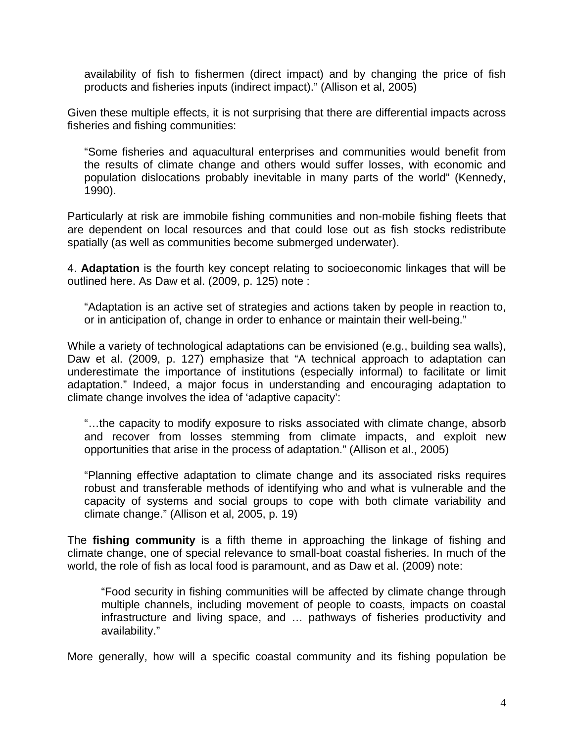> availability of fish to fishermen (direct impact) and by changing the price of fish products and fisheries inputs (indirect impact)." (Allison et al, 2005)

Given these multiple effects, it is not surprising that there are differential impacts across fisheries and fishing communities:

> "Some fisheries and aquacultural enterprises and communities would benefit from the results of climate change and others would suffer losses, with economic and population dislocations probably inevitable in many parts of the world" (Kennedy, 1990).

Particularly at risk are immobile fishing communities and non-mobile fishing fleets that are dependent on local resources and that could lose out as fish stocks redistribute spatially (as well as communities become submerged underwater).

4. **Adaptation** is the fourth key concept relating to socioeconomic linkages that will be outlined here. As Daw et al. (2009, p. 125) note :

> "Adaptation is an active set of strategies and actions taken by people in reaction to, or in anticipation of, change in order to enhance or maintain their well-being."

While a variety of technological adaptations can be envisioned (e.g., building sea walls), Daw et al. (2009, p. 127) emphasize that "A technical approach to adaptation can underestimate the importance of institutions (especially informal) to facilitate or limit adaptation." Indeed, a major focus in understanding and encouraging adaptation to climate change involves the idea of 'adaptive capacity':

> "…the capacity to modify exposure to risks associated with climate change, absorb and recover from losses stemming from climate impacts, and exploit new opportunities that arise in the process of adaptation." (Allison et al., 2005)

> "Planning effective adaptation to climate change and its associated risks requires robust and transferable methods of identifying who and what is vulnerable and the capacity of systems and social groups to cope with both climate variability and climate change." (Allison et al, 2005, p. 19)

The **fishing community** is a fifth theme in approaching the linkage of fishing and climate change, one of special relevance to small-boat coastal fisheries. In much of the world, the role of fish as local food is paramount, and as Daw et al. (2009) note:

> "Food security in fishing communities will be affected by climate change through multiple channels, including movement of people to coasts, impacts on coastal infrastructure and living space, and … pathways of fisheries productivity and availability."

More generally, how will a specific coastal community and its fishing population be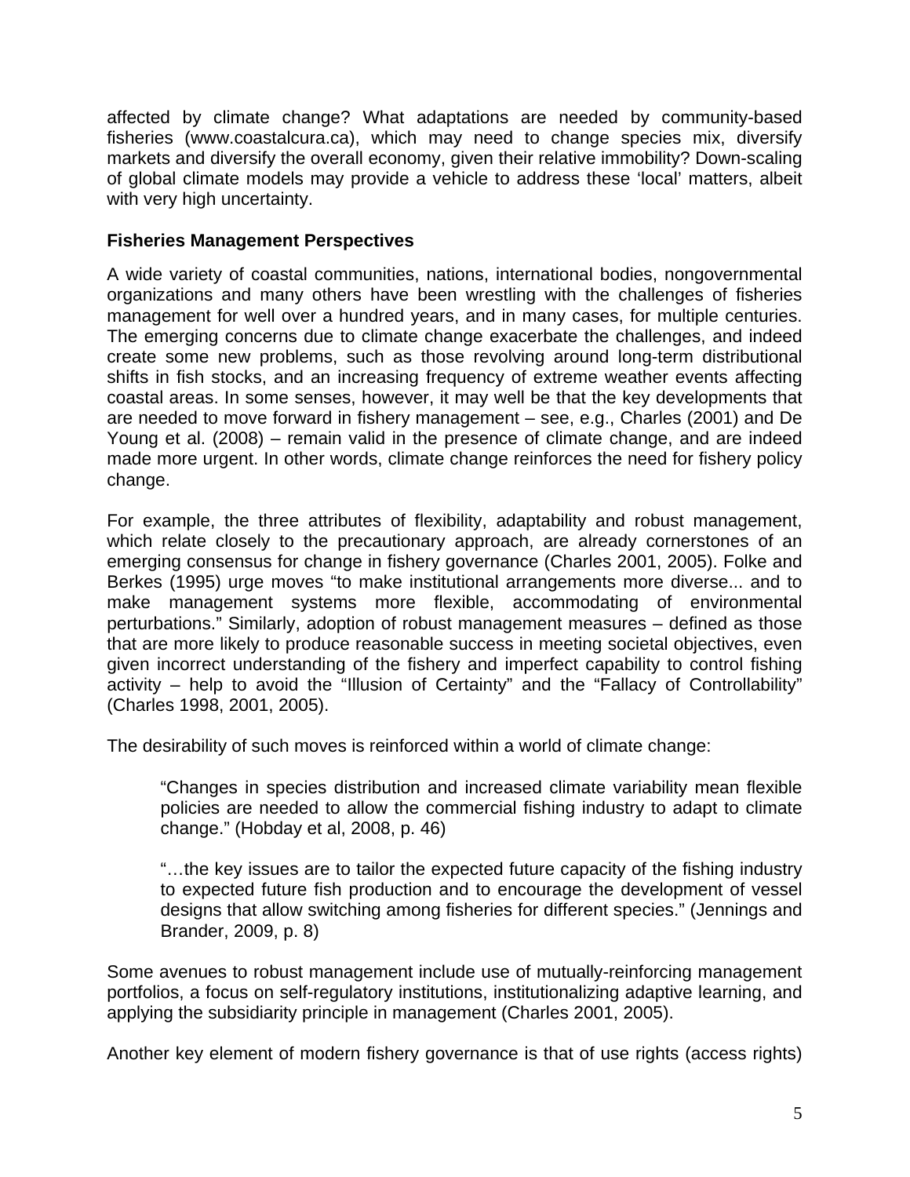affected by climate change? What adaptations are needed by community-based fisheries (www.coastalcura.ca), which may need to change species mix, diversify markets and diversify the overall economy, given their relative immobility? Down-scaling of global climate models may provide a vehicle to address these 'local' matters, albeit with very high uncertainty.

**Fisheries Management Perspectives**

A wide variety of coastal communities, nations, international bodies, nongovernmental organizations and many others have been wrestling with the challenges of fisheries management for well over a hundred years, and in many cases, for multiple centuries. The emerging concerns due to climate change exacerbate the challenges, and indeed create some new problems, such as those revolving around long-term distributional shifts in fish stocks, and an increasing frequency of extreme weather events affecting coastal areas. In some senses, however, it may well be that the key developments that are needed to move forward in fishery management – see, e.g., Charles (2001) and De Young et al. (2008) – remain valid in the presence of climate change, and are indeed made more urgent. In other words, climate change reinforces the need for fishery policy change.

For example, the three attributes of flexibility, adaptability and robust management, which relate closely to the precautionary approach, are already cornerstones of an emerging consensus for change in fishery governance (Charles 2001, 2005). Folke and Berkes (1995) urge moves "to make institutional arrangements more diverse... and to make management systems more flexible, accommodating of environmental perturbations." Similarly, adoption of robust management measures – defined as those that are more likely to produce reasonable success in meeting societal objectives, even given incorrect understanding of the fishery and imperfect capability to control fishing activity – help to avoid the "Illusion of Certainty" and the "Fallacy of Controllability" (Charles 1998, 2001, 2005).

The desirability of such moves is reinforced within a world of climate change:

> "Changes in species distribution and increased climate variability mean flexible policies are needed to allow the commercial fishing industry to adapt to climate change." (Hobday et al, 2008, p. 46)
>
> "…the key issues are to tailor the expected future capacity of the fishing industry to expected future fish production and to encourage the development of vessel designs that allow switching among fisheries for different species." (Jennings and Brander, 2009, p. 8)

Some avenues to robust management include use of mutually-reinforcing management portfolios, a focus on self-regulatory institutions, institutionalizing adaptive learning, and applying the subsidiarity principle in management (Charles 2001, 2005).

Another key element of modern fishery governance is that of use rights (access rights)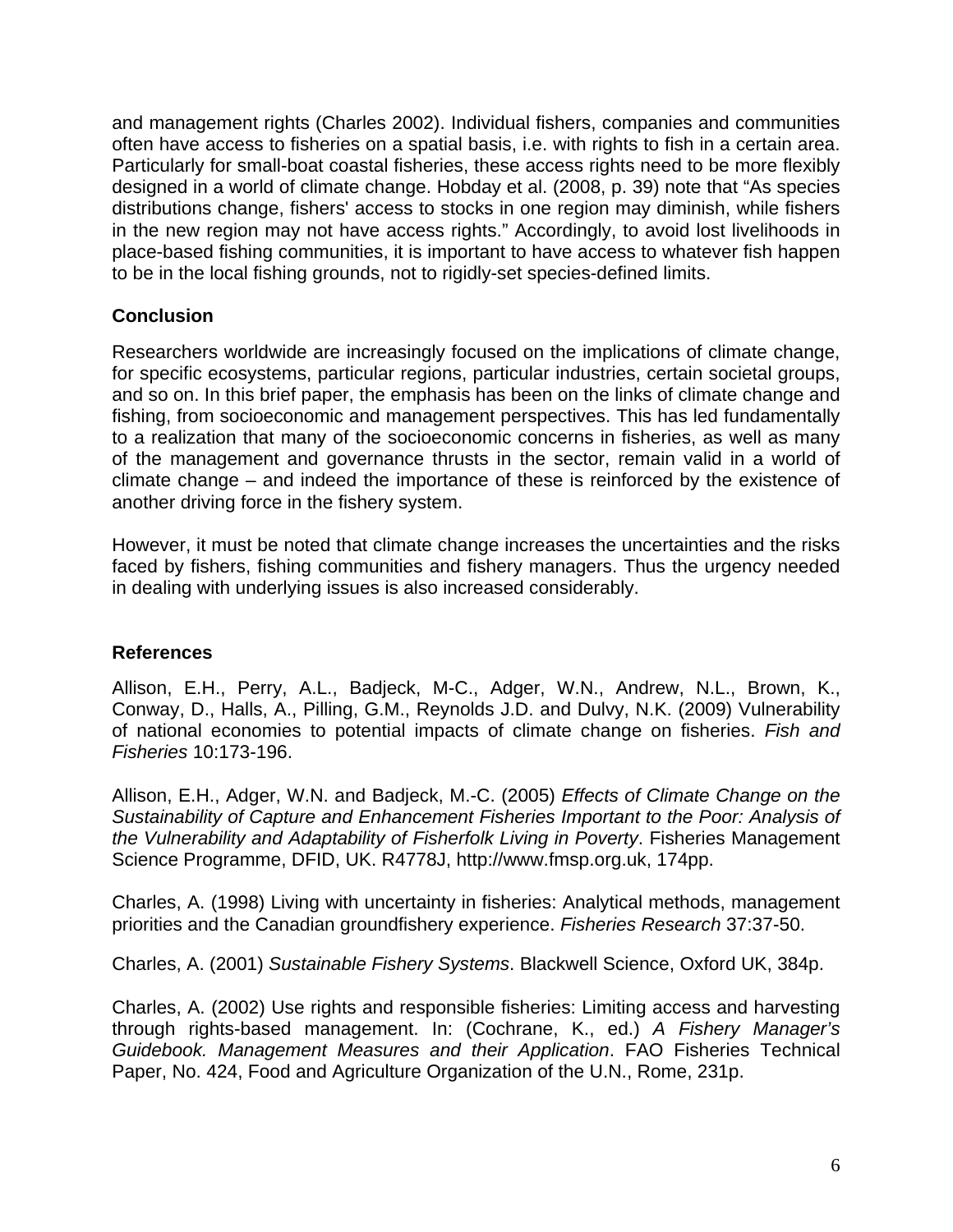and management rights (Charles 2002). Individual fishers, companies and communities often have access to fisheries on a spatial basis, i.e. with rights to fish in a certain area. Particularly for small-boat coastal fisheries, these access rights need to be more flexibly designed in a world of climate change. Hobday et al. (2008, p. 39) note that "As species distributions change, fishers' access to stocks in one region may diminish, while fishers in the new region may not have access rights." Accordingly, to avoid lost livelihoods in place-based fishing communities, it is important to have access to whatever fish happen to be in the local fishing grounds, not to rigidly-set species-defined limits.

## Conclusion

Researchers worldwide are increasingly focused on the implications of climate change, for specific ecosystems, particular regions, particular industries, certain societal groups, and so on. In this brief paper, the emphasis has been on the links of climate change and fishing, from socioeconomic and management perspectives. This has led fundamentally to a realization that many of the socioeconomic concerns in fisheries, as well as many of the management and governance thrusts in the sector, remain valid in a world of climate change – and indeed the importance of these is reinforced by the existence of another driving force in the fishery system.

However, it must be noted that climate change increases the uncertainties and the risks faced by fishers, fishing communities and fishery managers. Thus the urgency needed in dealing with underlying issues is also increased considerably.

## References

Allison, E.H., Perry, A.L., Badjeck, M-C., Adger, W.N., Andrew, N.L., Brown, K., Conway, D., Halls, A., Pilling, G.M., Reynolds J.D. and Dulvy, N.K. (2009) Vulnerability of national economies to potential impacts of climate change on fisheries. *Fish and Fisheries* 10:173-196.

Allison, E.H., Adger, W.N. and Badjeck, M.-C. (2005) *Effects of Climate Change on the Sustainability of Capture and Enhancement Fisheries Important to the Poor: Analysis of the Vulnerability and Adaptability of Fisherfolk Living in Poverty*. Fisheries Management Science Programme, DFID, UK. R4778J, http://www.fmsp.org.uk, 174pp.

Charles, A. (1998) Living with uncertainty in fisheries: Analytical methods, management priorities and the Canadian groundfishery experience. *Fisheries Research* 37:37-50.

Charles, A. (2001) *Sustainable Fishery Systems*. Blackwell Science, Oxford UK, 384p.

Charles, A. (2002) Use rights and responsible fisheries: Limiting access and harvesting through rights-based management. In: (Cochrane, K., ed.) *A Fishery Manager's Guidebook. Management Measures and their Application*. FAO Fisheries Technical Paper, No. 424, Food and Agriculture Organization of the U.N., Rome, 231p.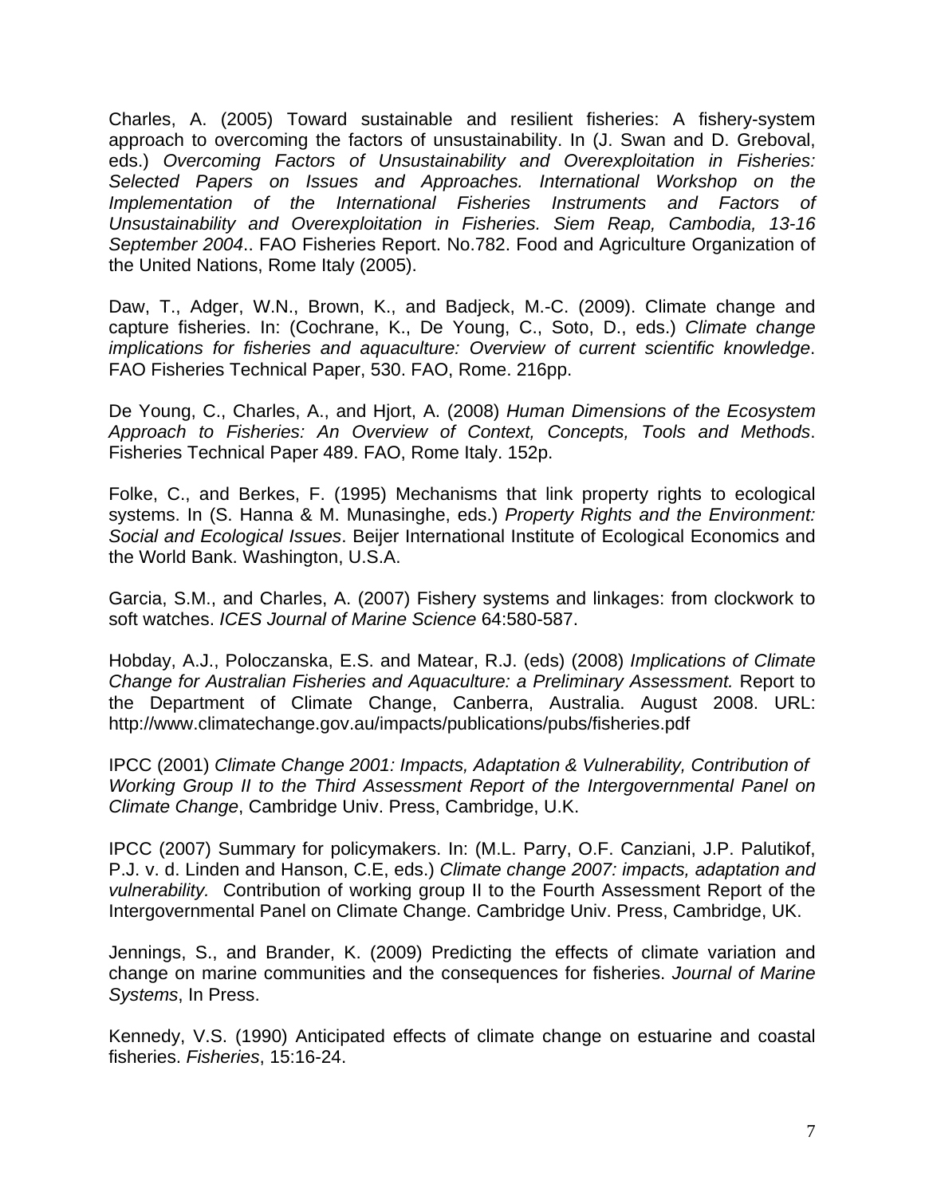Charles, A. (2005) Toward sustainable and resilient fisheries: A fishery-system approach to overcoming the factors of unsustainability. In (J. Swan and D. Greboval, eds.) *Overcoming Factors of Unsustainability and Overexploitation in Fisheries: Selected Papers on Issues and Approaches. International Workshop on the Implementation of the International Fisheries Instruments and Factors of Unsustainability and Overexploitation in Fisheries. Siem Reap, Cambodia, 13-16 September 2004*.. FAO Fisheries Report. No.782. Food and Agriculture Organization of the United Nations, Rome Italy (2005).

Daw, T., Adger, W.N., Brown, K., and Badjeck, M.-C. (2009). Climate change and capture fisheries. In: (Cochrane, K., De Young, C., Soto, D., eds.) *Climate change implications for fisheries and aquaculture: Overview of current scientific knowledge*. FAO Fisheries Technical Paper, 530. FAO, Rome. 216pp.

De Young, C., Charles, A., and Hjort, A. (2008) *Human Dimensions of the Ecosystem Approach to Fisheries: An Overview of Context, Concepts, Tools and Methods*. Fisheries Technical Paper 489. FAO, Rome Italy. 152p.

Folke, C., and Berkes, F. (1995) Mechanisms that link property rights to ecological systems. In (S. Hanna & M. Munasinghe, eds.) *Property Rights and the Environment: Social and Ecological Issues*. Beijer International Institute of Ecological Economics and the World Bank. Washington, U.S.A.

Garcia, S.M., and Charles, A. (2007) Fishery systems and linkages: from clockwork to soft watches. *ICES Journal of Marine Science* 64:580-587.

Hobday, A.J., Poloczanska, E.S. and Matear, R.J. (eds) (2008) *Implications of Climate Change for Australian Fisheries and Aquaculture: a Preliminary Assessment.* Report to the Department of Climate Change, Canberra, Australia. August 2008. URL: http://www.climatechange.gov.au/impacts/publications/pubs/fisheries.pdf

IPCC (2001) *Climate Change 2001: Impacts, Adaptation & Vulnerability, Contribution of Working Group II to the Third Assessment Report of the Intergovernmental Panel on Climate Change*, Cambridge Univ. Press, Cambridge, U.K.

IPCC (2007) Summary for policymakers. In: (M.L. Parry, O.F. Canziani, J.P. Palutikof, P.J. v. d. Linden and Hanson, C.E, eds.) *Climate change 2007: impacts, adaptation and vulnerability.* Contribution of working group II to the Fourth Assessment Report of the Intergovernmental Panel on Climate Change. Cambridge Univ. Press, Cambridge, UK.

Jennings, S., and Brander, K. (2009) Predicting the effects of climate variation and change on marine communities and the consequences for fisheries. *Journal of Marine Systems*, In Press.

Kennedy, V.S. (1990) Anticipated effects of climate change on estuarine and coastal fisheries. *Fisheries*, 15:16-24.